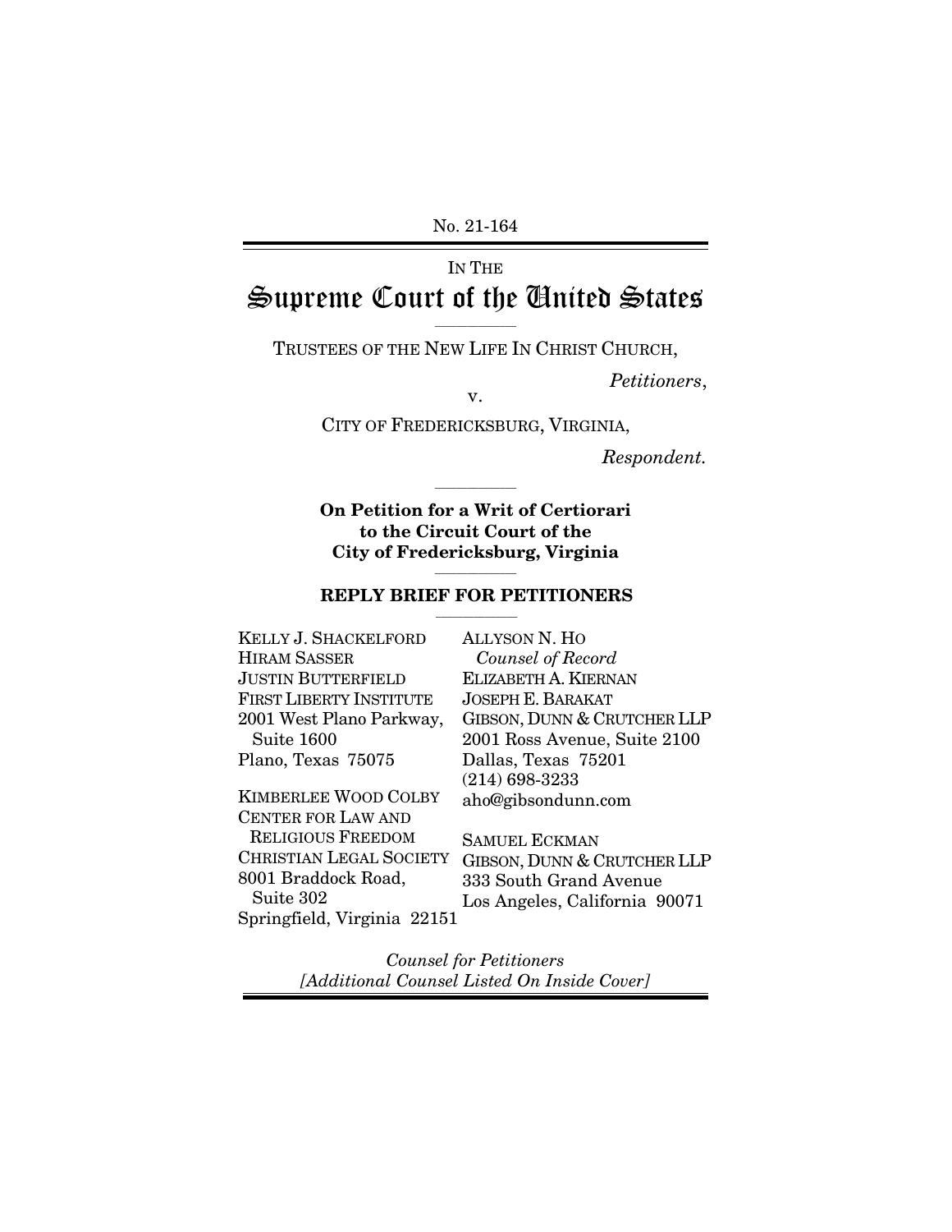No. 21-164

IN THE

# Supreme Court of the United States

TRUSTEES OF THE NEW LIFE IN CHRIST CHURCH,

*Petitioners*,

v.

CITY OF FREDERICKSBURG, VIRGINIA,

*Respondent.*

**On Petition for a Writ of Certiorari to the Circuit Court of the City of Fredericksburg, Virginia**

**REPLY BRIEF FOR PETITIONERS**

KELLY J. SHACKELFORD
HIRAM SASSER
JUSTIN BUTTERFIELD
FIRST LIBERTY INSTITUTE
2001 West Plano Parkway, Suite 1600
Plano, Texas 75075

KIMBERLEE WOOD COLBY
CENTER FOR LAW AND RELIGIOUS FREEDOM
CHRISTIAN LEGAL SOCIETY
8001 Braddock Road, Suite 302
Springfield, Virginia 22151

ALLYSON N. HO
*Counsel of Record*
ELIZABETH A. KIERNAN
JOSEPH E. BARAKAT
GIBSON, DUNN & CRUTCHER LLP
2001 Ross Avenue, Suite 2100
Dallas, Texas 75201
(214) 698-3233
aho@gibsondunn.com

SAMUEL ECKMAN
GIBSON, DUNN & CRUTCHER LLP
333 South Grand Avenue
Los Angeles, California 90071

*Counsel for Petitioners*
*[Additional Counsel Listed On Inside Cover]*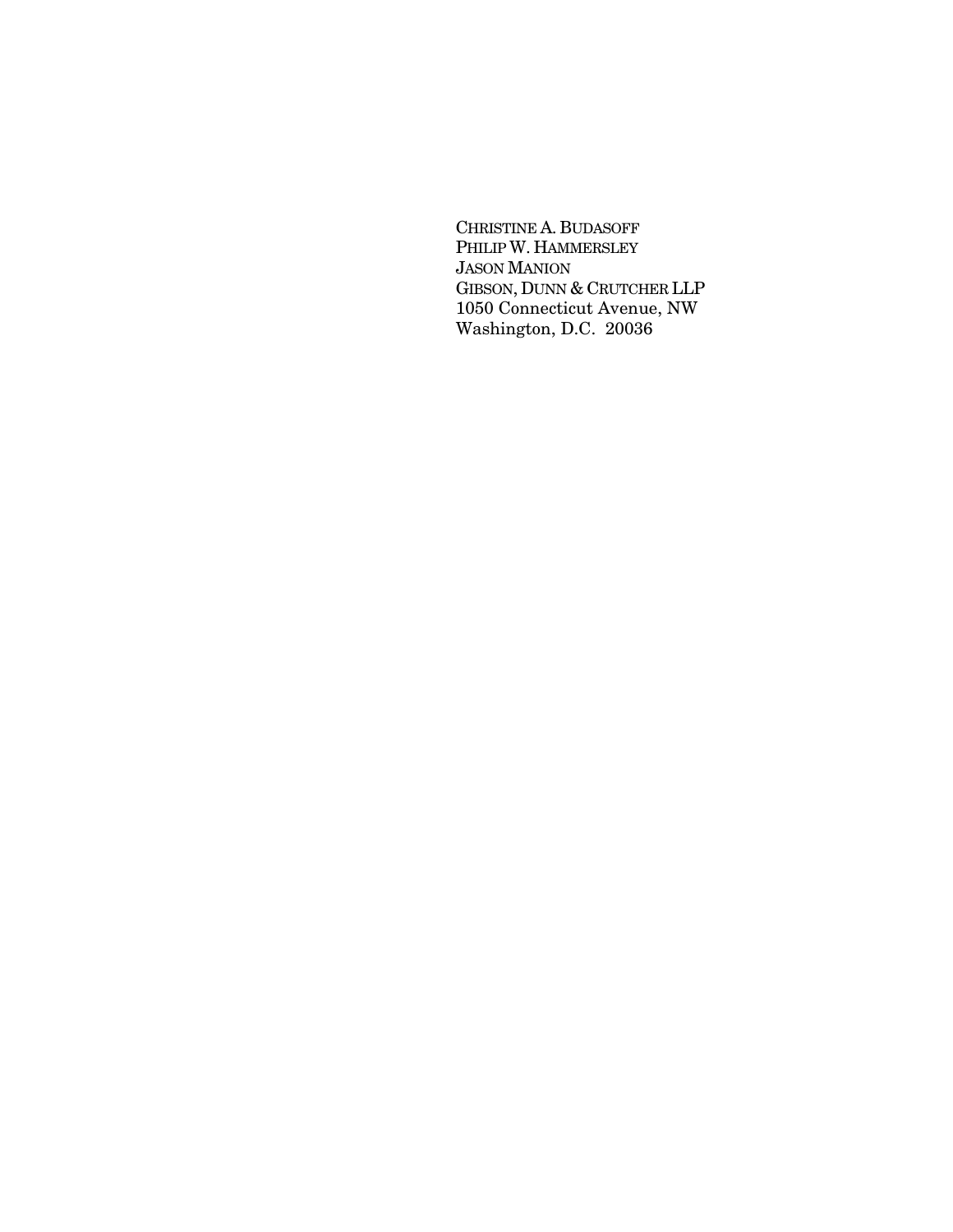CHRISTINE A. BUDASOFF
PHILIP W. HAMMERSLEY
JASON MANION
GIBSON, DUNN & CRUTCHER LLP
1050 Connecticut Avenue, NW
Washington, D.C. 20036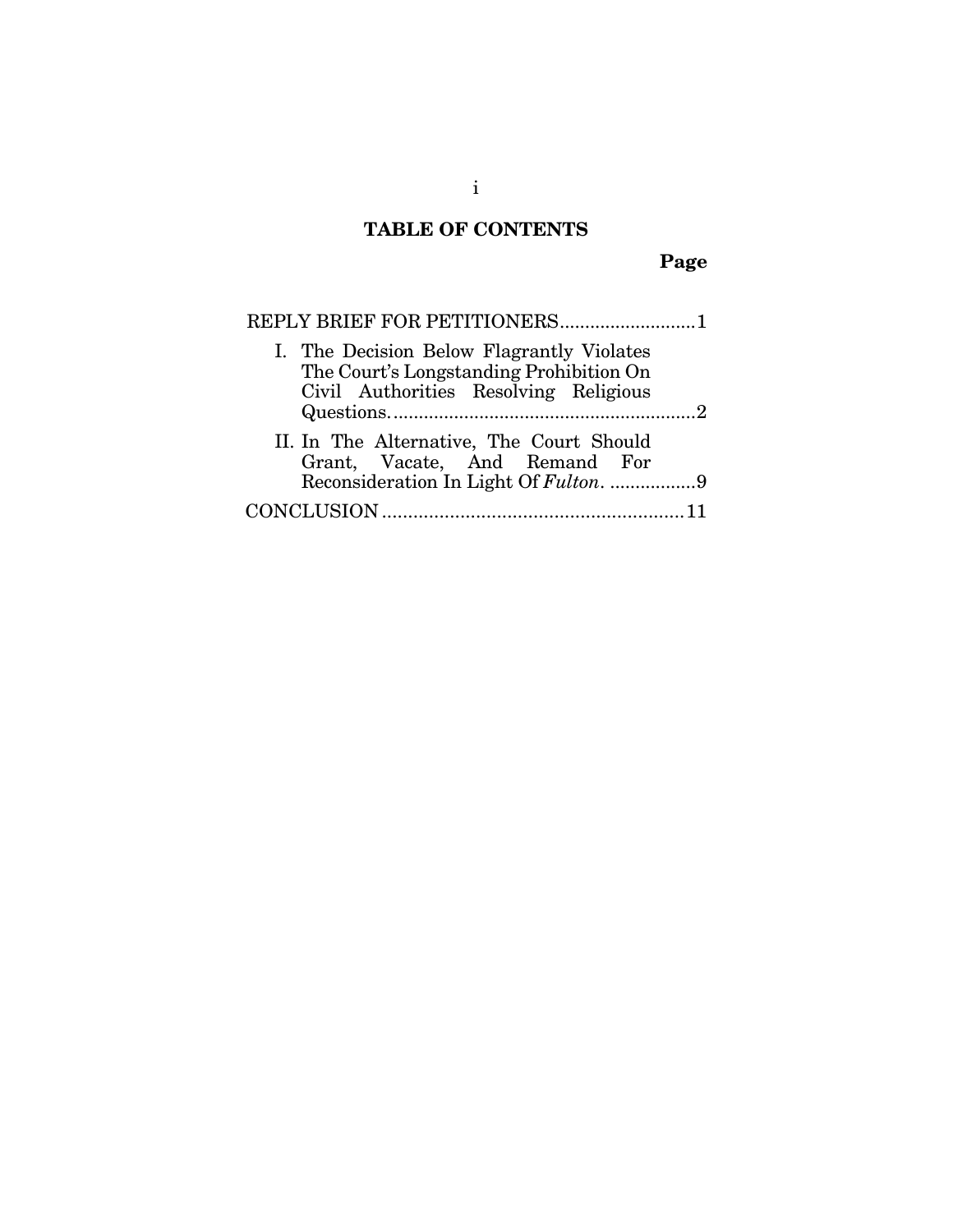# TABLE OF CONTENTS

**Page**

REPLY BRIEF FOR PETITIONERS .......................... 1

- I. The Decision Below Flagrantly Violates The Court's Longstanding Prohibition On Civil Authorities Resolving Religious Questions. .......................................................... 2
- II. In The Alternative, The Court Should Grant, Vacate, And Remand For Reconsideration In Light Of *Fulton*. ................ 9

CONCLUSION ........................................................ 11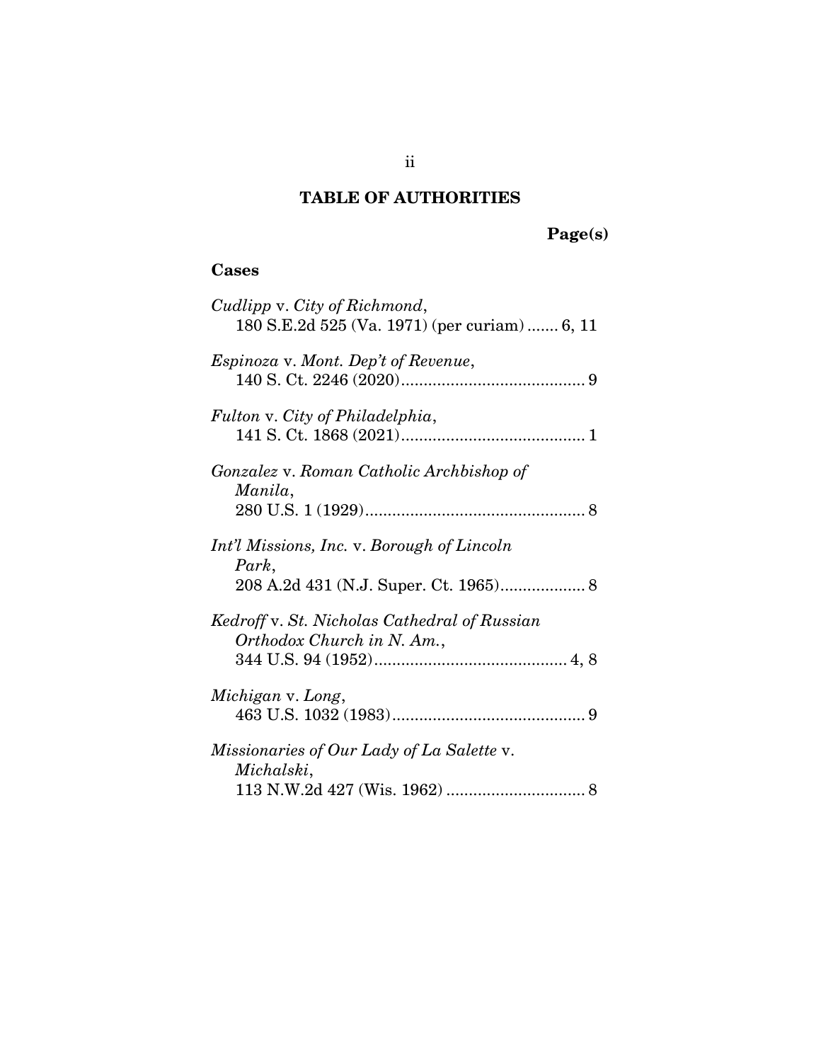## TABLE OF AUTHORITIES

**Page(s)**

### Cases

*Cudlipp* v. *City of Richmond*,
180 S.E.2d 525 (Va. 1971) (per curiam) ....... 6, 11

*Espinoza* v. *Mont. Dep't of Revenue*,
140 S. Ct. 2246 (2020) ......................................... 9

*Fulton* v. *City of Philadelphia*,
141 S. Ct. 1868 (2021) ......................................... 1

*Gonzalez* v. *Roman Catholic Archbishop of Manila*,
280 U.S. 1 (1929) ................................................. 8

*Int'l Missions, Inc.* v. *Borough of Lincoln Park*,
208 A.2d 431 (N.J. Super. Ct. 1965) ................... 8

*Kedroff* v. *St. Nicholas Cathedral of Russian Orthodox Church in N. Am.*,
344 U.S. 94 (1952) ........................................... 4, 8

*Michigan* v. *Long*,
463 U.S. 1032 (1983) ........................................... 9

*Missionaries of Our Lady of La Salette* v. *Michalski*,
113 N.W.2d 427 (Wis. 1962) ............................... 8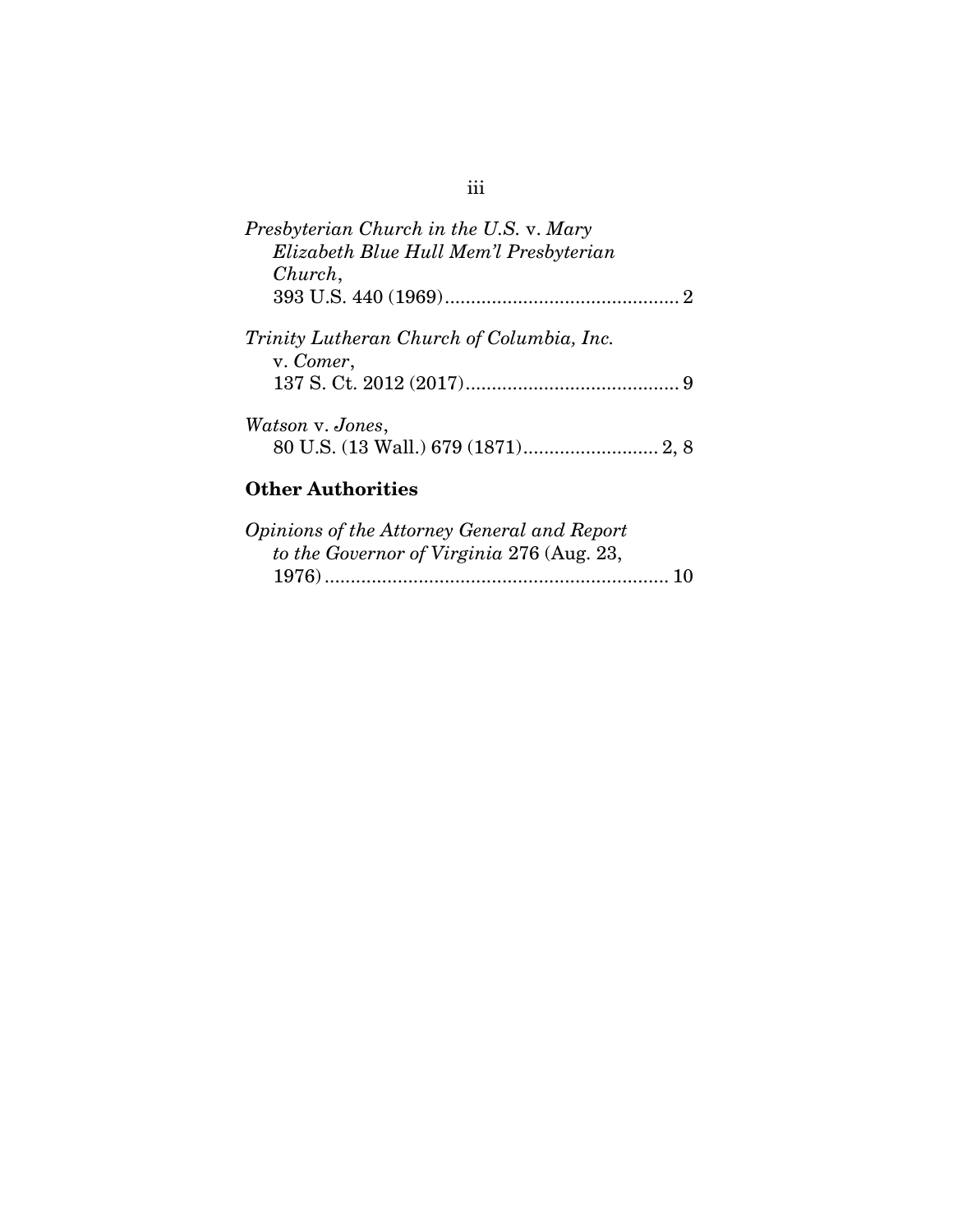*Presbyterian Church in the U.S.* v. *Mary Elizabeth Blue Hull Mem'l Presbyterian Church*,
393 U.S. 440 (1969) .............................................. 2

*Trinity Lutheran Church of Columbia, Inc.* v. *Comer*,
137 S. Ct. 2012 (2017) ......................................... 9

*Watson* v. *Jones*,
80 U.S. (13 Wall.) 679 (1871) .......................... 2, 8

**Other Authorities**

*Opinions of the Attorney General and Report to the Governor of Virginia* 276 (Aug. 23, 1976) .................................................................. 10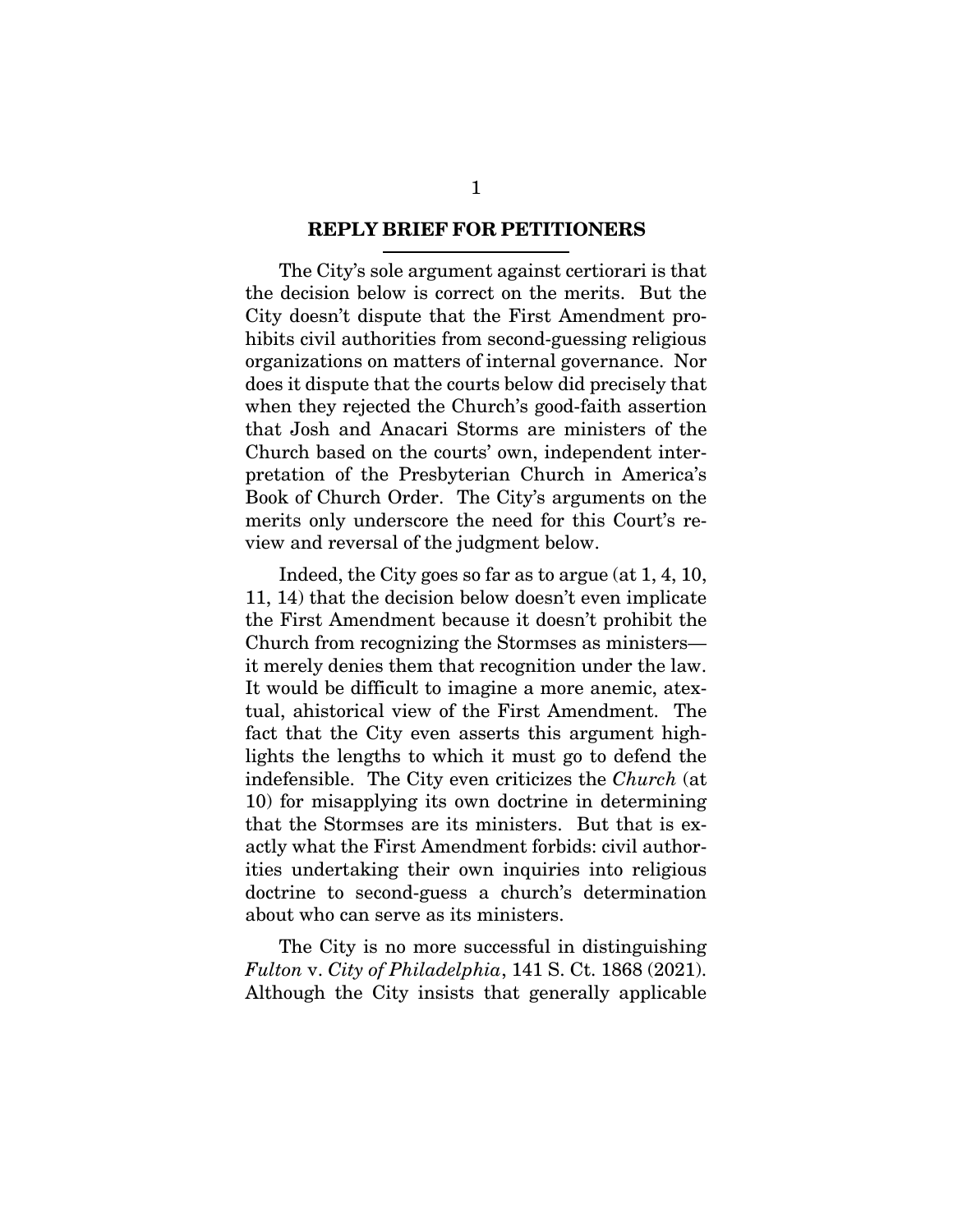## REPLY BRIEF FOR PETITIONERS

The City's sole argument against certiorari is that the decision below is correct on the merits. But the City doesn't dispute that the First Amendment prohibits civil authorities from second-guessing religious organizations on matters of internal governance. Nor does it dispute that the courts below did precisely that when they rejected the Church's good-faith assertion that Josh and Anacari Storms are ministers of the Church based on the courts' own, independent interpretation of the Presbyterian Church in America's Book of Church Order. The City's arguments on the merits only underscore the need for this Court's review and reversal of the judgment below.

Indeed, the City goes so far as to argue (at 1, 4, 10, 11, 14) that the decision below doesn't even implicate the First Amendment because it doesn't prohibit the Church from recognizing the Stormses as ministers—it merely denies them that recognition under the law. It would be difficult to imagine a more anemic, atextual, ahistorical view of the First Amendment. The fact that the City even asserts this argument highlights the lengths to which it must go to defend the indefensible. The City even criticizes the *Church* (at 10) for misapplying its own doctrine in determining that the Stormses are its ministers. But that is exactly what the First Amendment forbids: civil authorities undertaking their own inquiries into religious doctrine to second-guess a church's determination about who can serve as its ministers.

The City is no more successful in distinguishing *Fulton* v. *City of Philadelphia*, 141 S. Ct. 1868 (2021). Although the City insists that generally applicable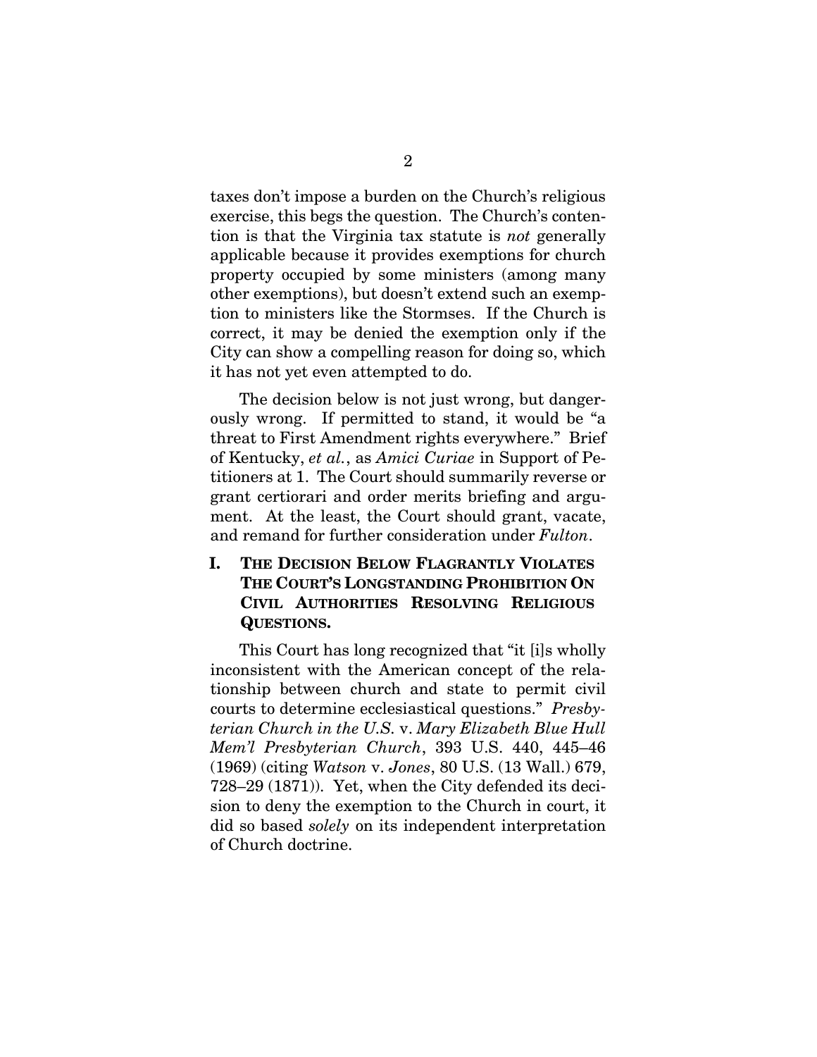taxes don't impose a burden on the Church's religious exercise, this begs the question. The Church's contention is that the Virginia tax statute is *not* generally applicable because it provides exemptions for church property occupied by some ministers (among many other exemptions), but doesn't extend such an exemption to ministers like the Stormses. If the Church is correct, it may be denied the exemption only if the City can show a compelling reason for doing so, which it has not yet even attempted to do.

The decision below is not just wrong, but dangerously wrong. If permitted to stand, it would be "a threat to First Amendment rights everywhere." Brief of Kentucky, *et al.*, as *Amici Curiae* in Support of Petitioners at 1. The Court should summarily reverse or grant certiorari and order merits briefing and argument. At the least, the Court should grant, vacate, and remand for further consideration under *Fulton*.

## I. THE DECISION BELOW FLAGRANTLY VIOLATES THE COURT'S LONGSTANDING PROHIBITION ON CIVIL AUTHORITIES RESOLVING RELIGIOUS QUESTIONS.

This Court has long recognized that "it [i]s wholly inconsistent with the American concept of the relationship between church and state to permit civil courts to determine ecclesiastical questions." *Presbyterian Church in the U.S.* v. *Mary Elizabeth Blue Hull Mem'l Presbyterian Church*, 393 U.S. 440, 445–46 (1969) (citing *Watson* v. *Jones*, 80 U.S. (13 Wall.) 679, 728–29 (1871)). Yet, when the City defended its decision to deny the exemption to the Church in court, it did so based *solely* on its independent interpretation of Church doctrine.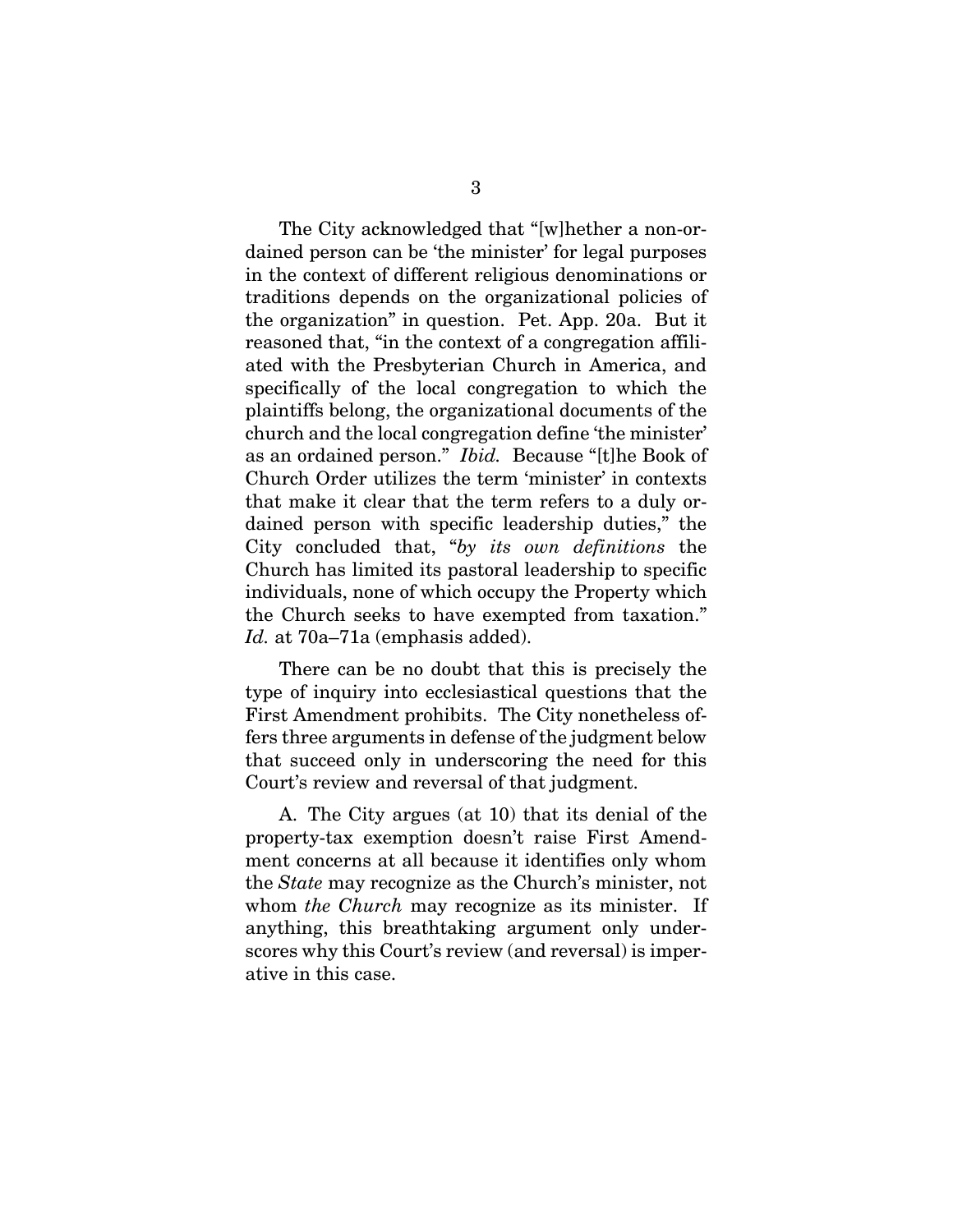The City acknowledged that "[w]hether a non-ordained person can be 'the minister' for legal purposes in the context of different religious denominations or traditions depends on the organizational policies of the organization" in question. Pet. App. 20a. But it reasoned that, "in the context of a congregation affiliated with the Presbyterian Church in America, and specifically of the local congregation to which the plaintiffs belong, the organizational documents of the church and the local congregation define 'the minister' as an ordained person." *Ibid.* Because "[t]he Book of Church Order utilizes the term 'minister' in contexts that make it clear that the term refers to a duly ordained person with specific leadership duties," the City concluded that, "*by its own definitions* the Church has limited its pastoral leadership to specific individuals, none of which occupy the Property which the Church seeks to have exempted from taxation." *Id.* at 70a–71a (emphasis added).

There can be no doubt that this is precisely the type of inquiry into ecclesiastical questions that the First Amendment prohibits. The City nonetheless offers three arguments in defense of the judgment below that succeed only in underscoring the need for this Court's review and reversal of that judgment.

A. The City argues (at 10) that its denial of the property-tax exemption doesn't raise First Amendment concerns at all because it identifies only whom the *State* may recognize as the Church's minister, not whom *the Church* may recognize as its minister. If anything, this breathtaking argument only underscores why this Court's review (and reversal) is imperative in this case.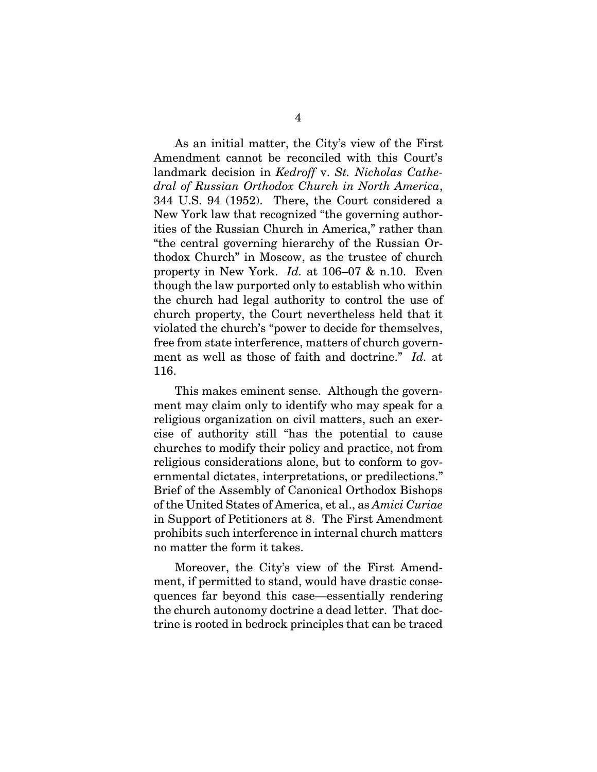As an initial matter, the City's view of the First Amendment cannot be reconciled with this Court's landmark decision in *Kedroff* v. *St. Nicholas Cathedral of Russian Orthodox Church in North America*, 344 U.S. 94 (1952). There, the Court considered a New York law that recognized "the governing authorities of the Russian Church in America," rather than "the central governing hierarchy of the Russian Orthodox Church" in Moscow, as the trustee of church property in New York. *Id.* at 106–07 & n.10. Even though the law purported only to establish who within the church had legal authority to control the use of church property, the Court nevertheless held that it violated the church's "power to decide for themselves, free from state interference, matters of church government as well as those of faith and doctrine." *Id.* at 116.

This makes eminent sense. Although the government may claim only to identify who may speak for a religious organization on civil matters, such an exercise of authority still "has the potential to cause churches to modify their policy and practice, not from religious considerations alone, but to conform to governmental dictates, interpretations, or predilections." Brief of the Assembly of Canonical Orthodox Bishops of the United States of America, et al., as *Amici Curiae* in Support of Petitioners at 8. The First Amendment prohibits such interference in internal church matters no matter the form it takes.

Moreover, the City's view of the First Amendment, if permitted to stand, would have drastic consequences far beyond this case—essentially rendering the church autonomy doctrine a dead letter. That doctrine is rooted in bedrock principles that can be traced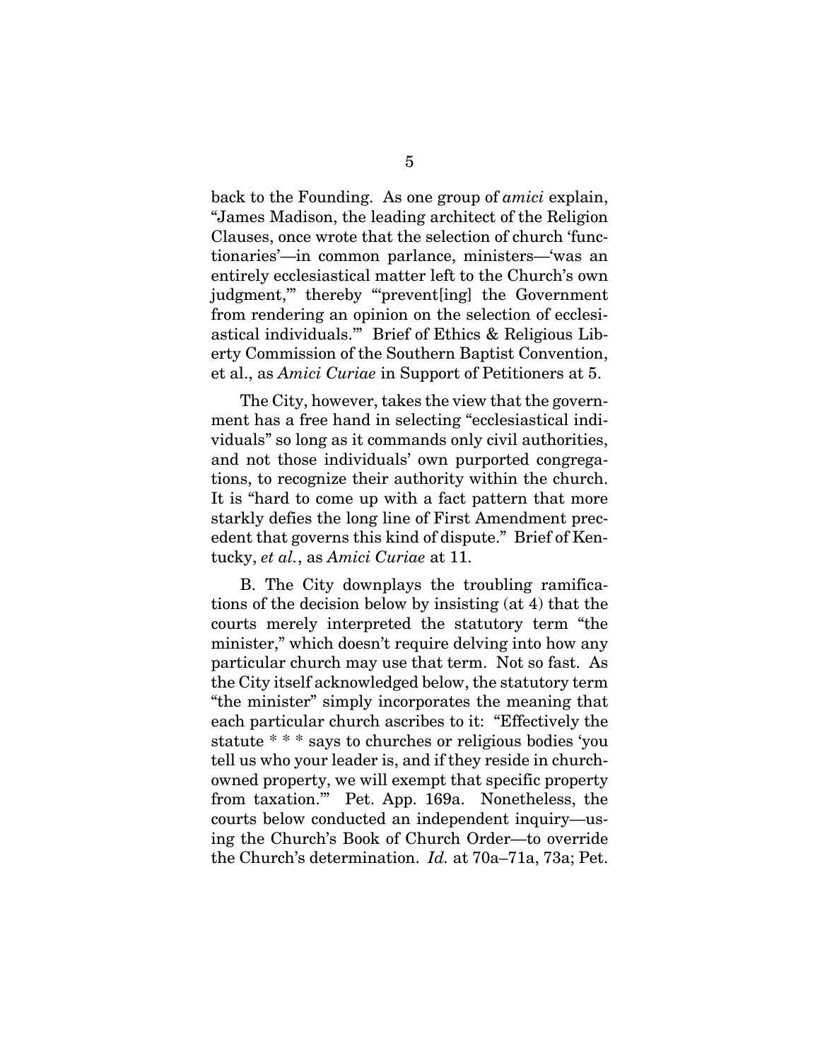back to the Founding. As one group of *amici* explain, "James Madison, the leading architect of the Religion Clauses, once wrote that the selection of church 'functionaries'—in common parlance, ministers—'was an entirely ecclesiastical matter left to the Church's own judgment,'" thereby "'prevent[ing] the Government from rendering an opinion on the selection of ecclesiastical individuals.'" Brief of Ethics & Religious Liberty Commission of the Southern Baptist Convention, et al., as *Amici Curiae* in Support of Petitioners at 5.

The City, however, takes the view that the government has a free hand in selecting "ecclesiastical individuals" so long as it commands only civil authorities, and not those individuals' own purported congregations, to recognize their authority within the church. It is "hard to come up with a fact pattern that more starkly defies the long line of First Amendment precedent that governs this kind of dispute." Brief of Kentucky, *et al.*, as *Amici Curiae* at 11.

B. The City downplays the troubling ramifications of the decision below by insisting (at 4) that the courts merely interpreted the statutory term "the minister," which doesn't require delving into how any particular church may use that term. Not so fast. As the City itself acknowledged below, the statutory term "the minister" simply incorporates the meaning that each particular church ascribes to it: "Effectively the statute * * * says to churches or religious bodies 'you tell us who your leader is, and if they reside in church-owned property, we will exempt that specific property from taxation.'" Pet. App. 169a. Nonetheless, the courts below conducted an independent inquiry—using the Church's Book of Church Order—to override the Church's determination. *Id.* at 70a–71a, 73a; Pet.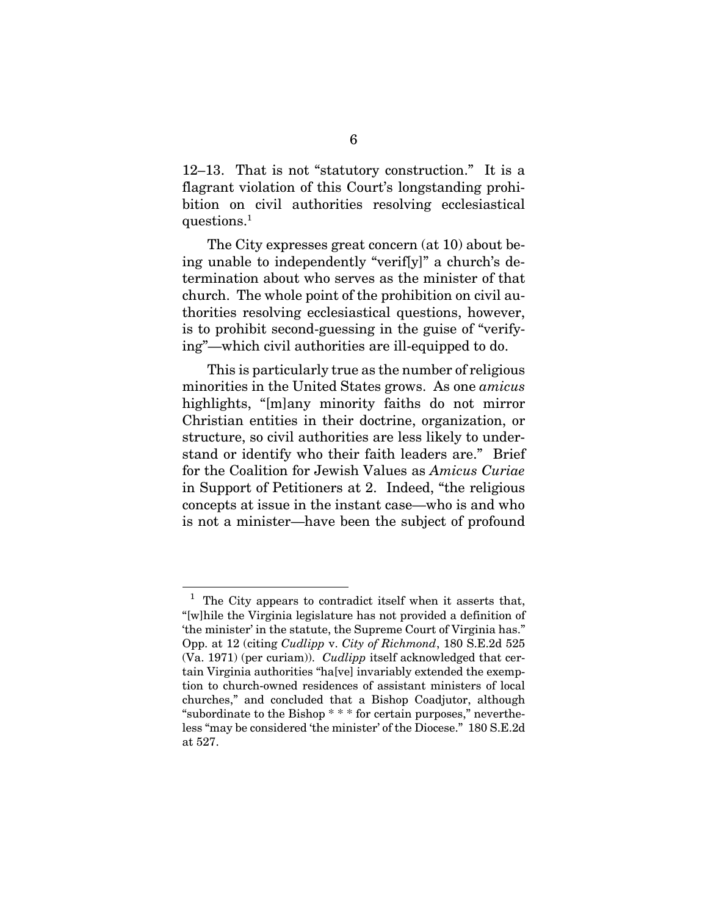12–13. That is not "statutory construction." It is a flagrant violation of this Court's longstanding prohibition on civil authorities resolving ecclesiastical questions.[1]

The City expresses great concern (at 10) about being unable to independently "verif[y]" a church's determination about who serves as the minister of that church. The whole point of the prohibition on civil authorities resolving ecclesiastical questions, however, is to prohibit second-guessing in the guise of "verifying"—which civil authorities are ill-equipped to do.

This is particularly true as the number of religious minorities in the United States grows. As one *amicus* highlights, "[m]any minority faiths do not mirror Christian entities in their doctrine, organization, or structure, so civil authorities are less likely to understand or identify who their faith leaders are." Brief for the Coalition for Jewish Values as *Amicus Curiae* in Support of Petitioners at 2. Indeed, "the religious concepts at issue in the instant case—who is and who is not a minister—have been the subject of profound

---

[1] The City appears to contradict itself when it asserts that, "[w]hile the Virginia legislature has not provided a definition of 'the minister' in the statute, the Supreme Court of Virginia has." Opp. at 12 (citing *Cudlipp* v. *City of Richmond*, 180 S.E.2d 525 (Va. 1971) (per curiam)). *Cudlipp* itself acknowledged that certain Virginia authorities "ha[ve] invariably extended the exemption to church-owned residences of assistant ministers of local churches," and concluded that a Bishop Coadjutor, although "subordinate to the Bishop * * * for certain purposes," nevertheless "may be considered 'the minister' of the Diocese." 180 S.E.2d at 527.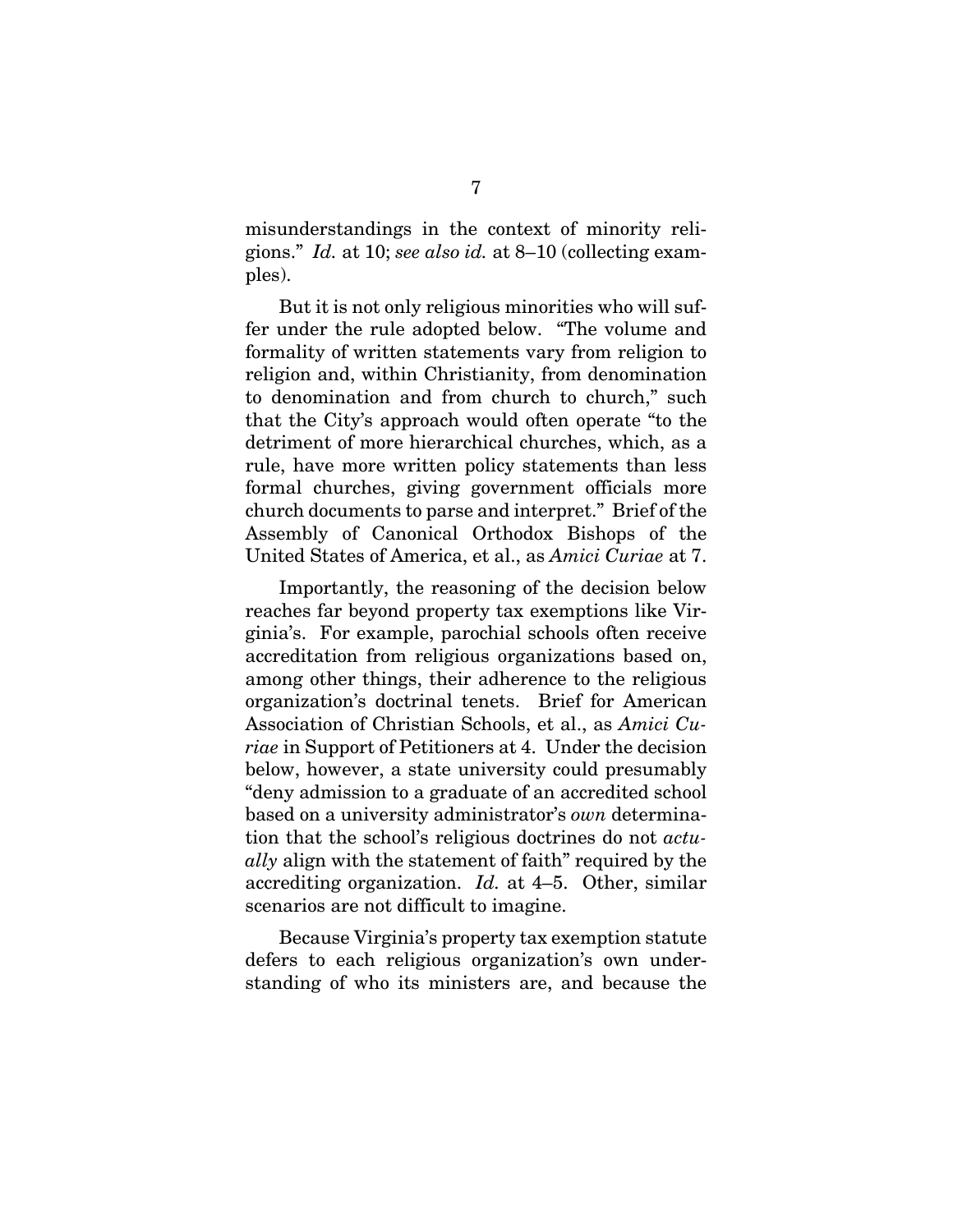misunderstandings in the context of minority religions." *Id.* at 10; *see also id.* at 8–10 (collecting examples).

But it is not only religious minorities who will suffer under the rule adopted below. "The volume and formality of written statements vary from religion to religion and, within Christianity, from denomination to denomination and from church to church," such that the City's approach would often operate "to the detriment of more hierarchical churches, which, as a rule, have more written policy statements than less formal churches, giving government officials more church documents to parse and interpret." Brief of the Assembly of Canonical Orthodox Bishops of the United States of America, et al., as *Amici Curiae* at 7.

Importantly, the reasoning of the decision below reaches far beyond property tax exemptions like Virginia's. For example, parochial schools often receive accreditation from religious organizations based on, among other things, their adherence to the religious organization's doctrinal tenets. Brief for American Association of Christian Schools, et al., as *Amici Curiae* in Support of Petitioners at 4. Under the decision below, however, a state university could presumably "deny admission to a graduate of an accredited school based on a university administrator's *own* determination that the school's religious doctrines do not *actually* align with the statement of faith" required by the accrediting organization. *Id.* at 4–5. Other, similar scenarios are not difficult to imagine.

Because Virginia's property tax exemption statute defers to each religious organization's own understanding of who its ministers are, and because the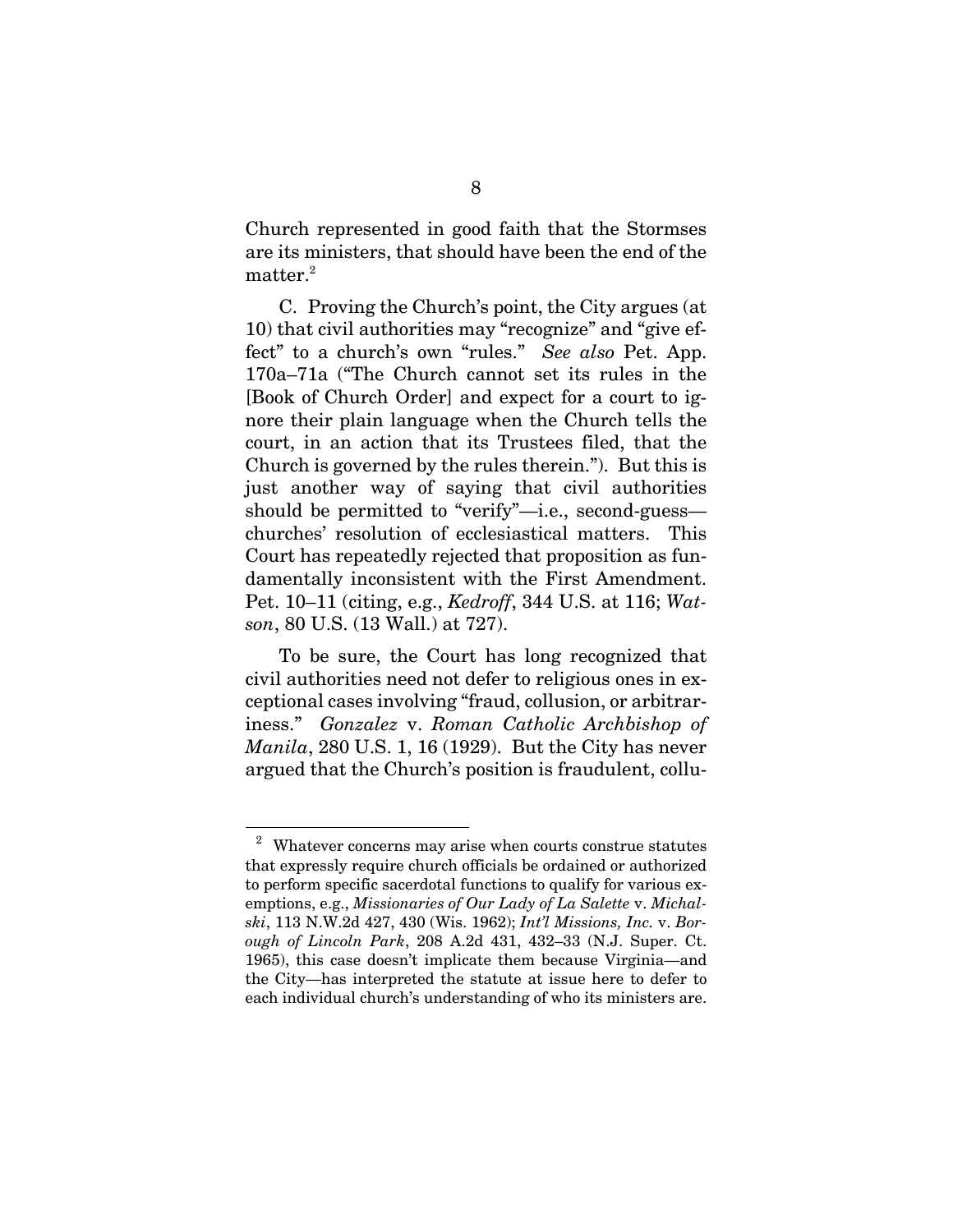Church represented in good faith that the Stormses are its ministers, that should have been the end of the matter.[2]

C. Proving the Church's point, the City argues (at 10) that civil authorities may "recognize" and "give effect" to a church's own "rules." *See also* Pet. App. 170a–71a ("The Church cannot set its rules in the [Book of Church Order] and expect for a court to ignore their plain language when the Church tells the court, in an action that its Trustees filed, that the Church is governed by the rules therein."). But this is just another way of saying that civil authorities should be permitted to "verify"—i.e., second-guess—churches' resolution of ecclesiastical matters. This Court has repeatedly rejected that proposition as fundamentally inconsistent with the First Amendment. Pet. 10–11 (citing, e.g., *Kedroff*, 344 U.S. at 116; *Watson*, 80 U.S. (13 Wall.) at 727).

To be sure, the Court has long recognized that civil authorities need not defer to religious ones in exceptional cases involving "fraud, collusion, or arbitrariness." *Gonzalez* v. *Roman Catholic Archbishop of Manila*, 280 U.S. 1, 16 (1929). But the City has never argued that the Church's position is fraudulent, collu-

---

[2] Whatever concerns may arise when courts construe statutes that expressly require church officials be ordained or authorized to perform specific sacerdotal functions to qualify for various exemptions, e.g., *Missionaries of Our Lady of La Salette* v. *Michalski*, 113 N.W.2d 427, 430 (Wis. 1962); *Int'l Missions, Inc.* v. *Borough of Lincoln Park*, 208 A.2d 431, 432–33 (N.J. Super. Ct. 1965), this case doesn't implicate them because Virginia—and the City—has interpreted the statute at issue here to defer to each individual church's understanding of who its ministers are.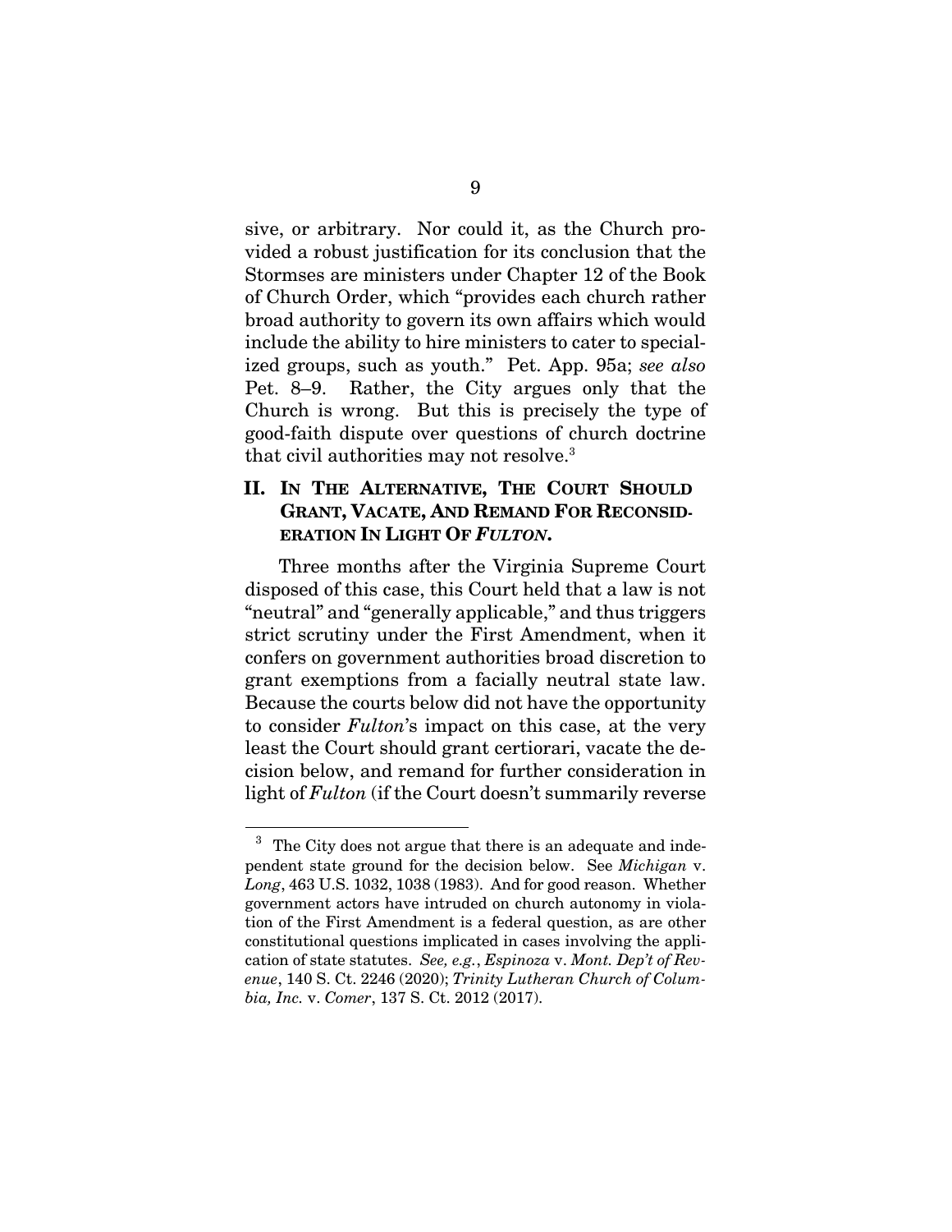sive, or arbitrary. Nor could it, as the Church provided a robust justification for its conclusion that the Stormses are ministers under Chapter 12 of the Book of Church Order, which "provides each church rather broad authority to govern its own affairs which would include the ability to hire ministers to cater to specialized groups, such as youth." Pet. App. 95a; *see also* Pet. 8–9. Rather, the City argues only that the Church is wrong. But this is precisely the type of good-faith dispute over questions of church doctrine that civil authorities may not resolve.[3]

## II. In The Alternative, The Court Should Grant, Vacate, And Remand For Reconsideration In Light Of *Fulton*.

Three months after the Virginia Supreme Court disposed of this case, this Court held that a law is not "neutral" and "generally applicable," and thus triggers strict scrutiny under the First Amendment, when it confers on government authorities broad discretion to grant exemptions from a facially neutral state law. Because the courts below did not have the opportunity to consider *Fulton*'s impact on this case, at the very least the Court should grant certiorari, vacate the decision below, and remand for further consideration in light of *Fulton* (if the Court doesn't summarily reverse

---

[3] The City does not argue that there is an adequate and independent state ground for the decision below. See *Michigan* v. *Long*, 463 U.S. 1032, 1038 (1983). And for good reason. Whether government actors have intruded on church autonomy in violation of the First Amendment is a federal question, as are other constitutional questions implicated in cases involving the application of state statutes. *See, e.g.*, *Espinoza* v. *Mont. Dep't of Revenue*, 140 S. Ct. 2246 (2020); *Trinity Lutheran Church of Columbia, Inc.* v. *Comer*, 137 S. Ct. 2012 (2017).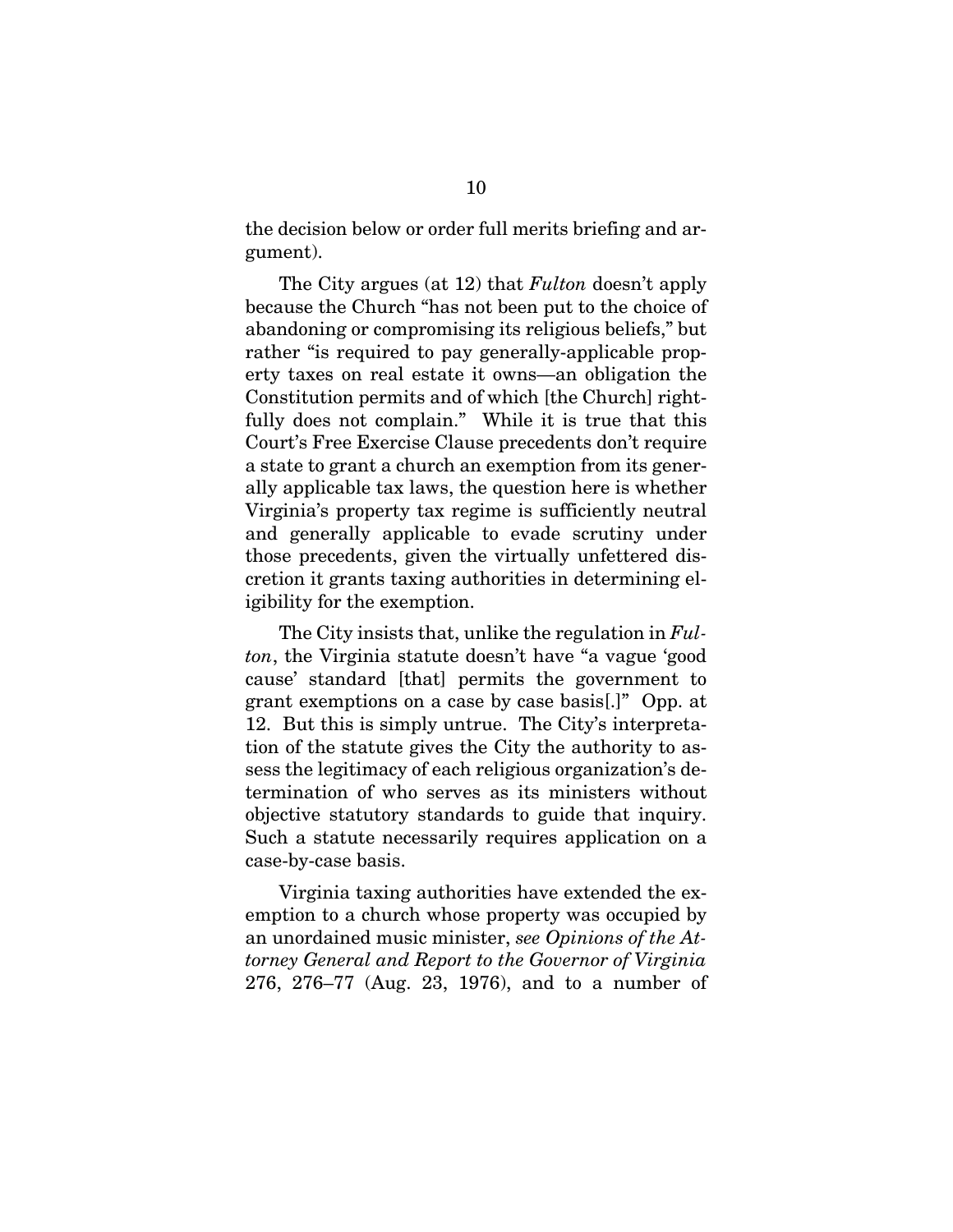the decision below or order full merits briefing and argument).

The City argues (at 12) that *Fulton* doesn't apply because the Church "has not been put to the choice of abandoning or compromising its religious beliefs," but rather "is required to pay generally-applicable property taxes on real estate it owns—an obligation the Constitution permits and of which [the Church] rightfully does not complain." While it is true that this Court's Free Exercise Clause precedents don't require a state to grant a church an exemption from its generally applicable tax laws, the question here is whether Virginia's property tax regime is sufficiently neutral and generally applicable to evade scrutiny under those precedents, given the virtually unfettered discretion it grants taxing authorities in determining eligibility for the exemption.

The City insists that, unlike the regulation in *Fulton*, the Virginia statute doesn't have "a vague 'good cause' standard [that] permits the government to grant exemptions on a case by case basis[.]" Opp. at 12. But this is simply untrue. The City's interpretation of the statute gives the City the authority to assess the legitimacy of each religious organization's determination of who serves as its ministers without objective statutory standards to guide that inquiry. Such a statute necessarily requires application on a case-by-case basis.

Virginia taxing authorities have extended the exemption to a church whose property was occupied by an unordained music minister, *see Opinions of the Attorney General and Report to the Governor of Virginia* 276, 276–77 (Aug. 23, 1976), and to a number of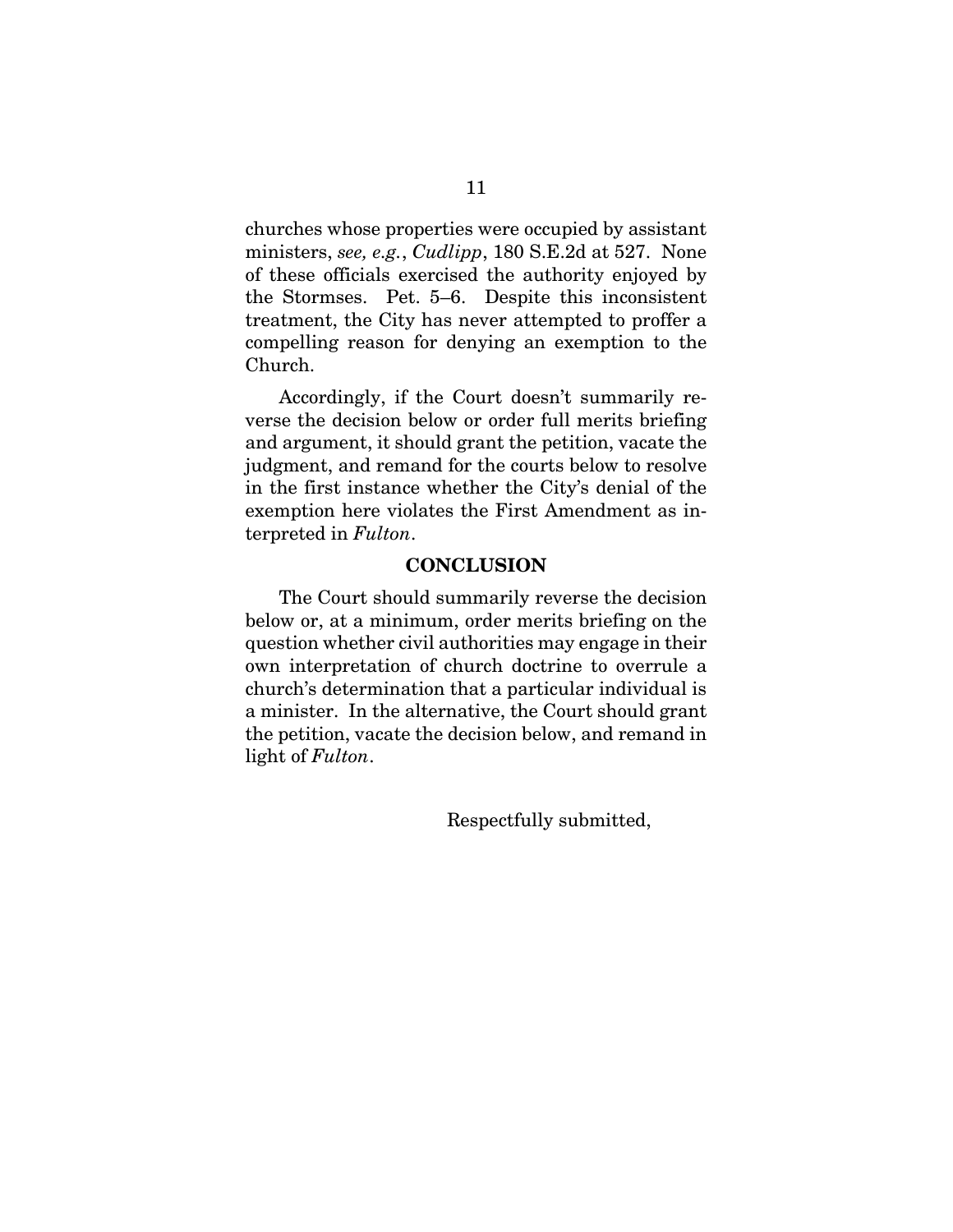churches whose properties were occupied by assistant ministers, *see, e.g.*, *Cudlipp*, 180 S.E.2d at 527. None of these officials exercised the authority enjoyed by the Stormses. Pet. 5–6. Despite this inconsistent treatment, the City has never attempted to proffer a compelling reason for denying an exemption to the Church.

Accordingly, if the Court doesn't summarily reverse the decision below or order full merits briefing and argument, it should grant the petition, vacate the judgment, and remand for the courts below to resolve in the first instance whether the City's denial of the exemption here violates the First Amendment as interpreted in *Fulton*.

## CONCLUSION

The Court should summarily reverse the decision below or, at a minimum, order merits briefing on the question whether civil authorities may engage in their own interpretation of church doctrine to overrule a church's determination that a particular individual is a minister. In the alternative, the Court should grant the petition, vacate the decision below, and remand in light of *Fulton*.

Respectfully submitted,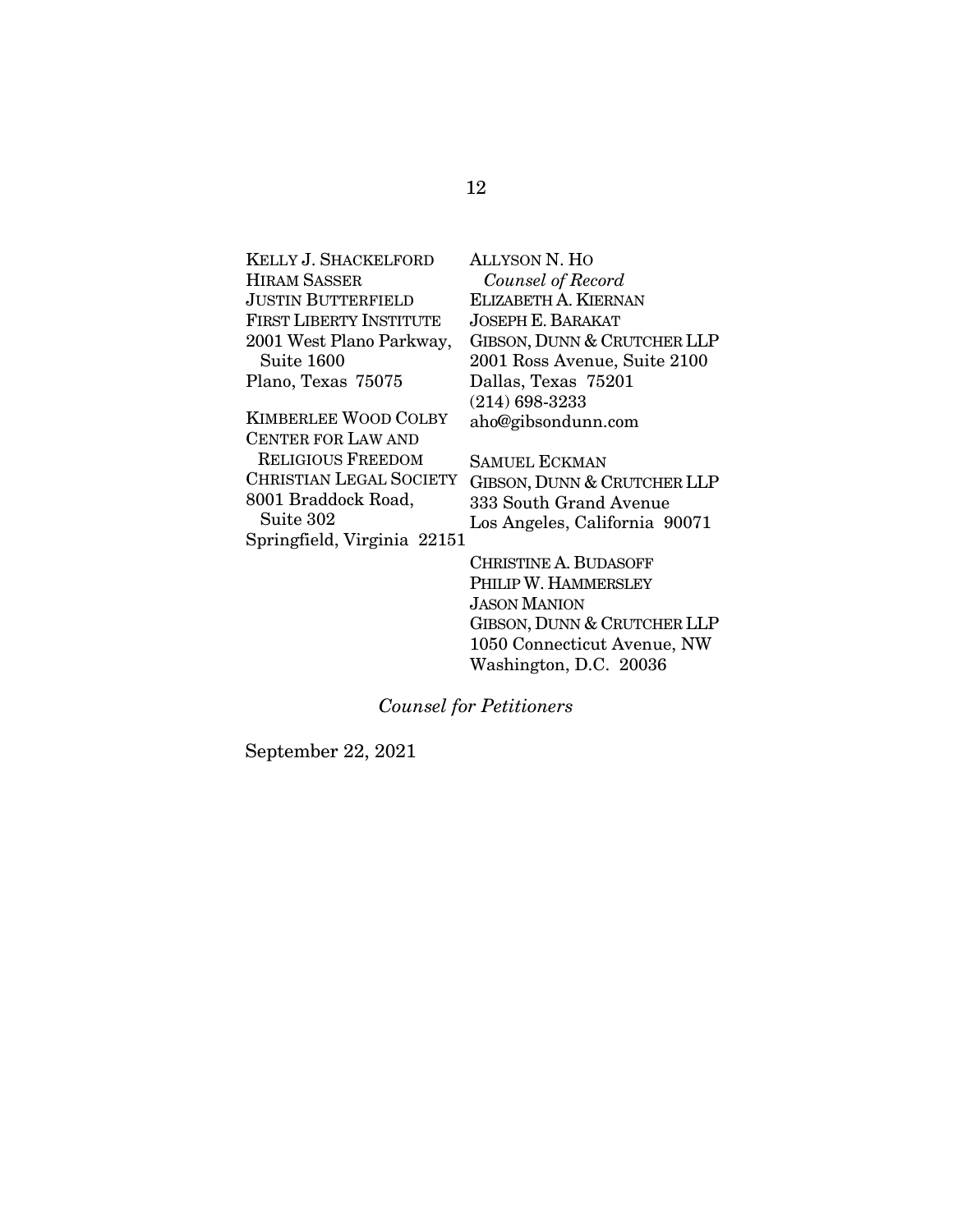KELLY J. SHACKELFORD
HIRAM SASSER
JUSTIN BUTTERFIELD
FIRST LIBERTY INSTITUTE
2001 West Plano Parkway,
Suite 1600
Plano, Texas 75075

KIMBERLEE WOOD COLBY
CENTER FOR LAW AND
RELIGIOUS FREEDOM
CHRISTIAN LEGAL SOCIETY
8001 Braddock Road,
Suite 302
Springfield, Virginia 22151

ALLYSON N. HO
*Counsel of Record*
ELIZABETH A. KIERNAN
JOSEPH E. BARAKAT
GIBSON, DUNN & CRUTCHER LLP
2001 Ross Avenue, Suite 2100
Dallas, Texas 75201
(214) 698-3233
aho@gibsondunn.com

SAMUEL ECKMAN
GIBSON, DUNN & CRUTCHER LLP
333 South Grand Avenue
Los Angeles, California 90071

CHRISTINE A. BUDASOFF
PHILIP W. HAMMERSLEY
JASON MANION
GIBSON, DUNN & CRUTCHER LLP
1050 Connecticut Avenue, NW
Washington, D.C. 20036

*Counsel for Petitioners*

September 22, 2021